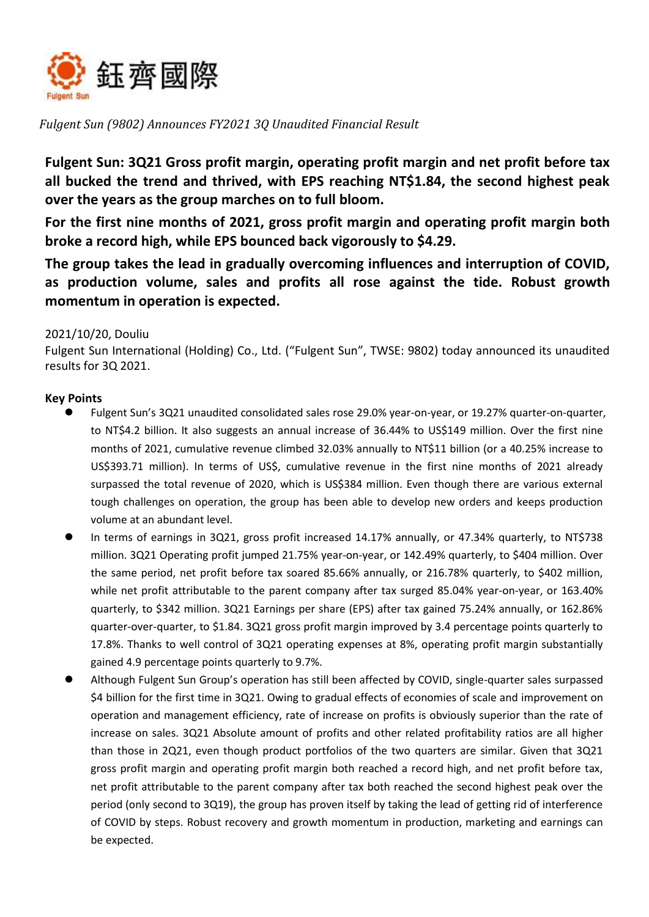鈺齊國際

Fulgent Sun

*Fulgent Sun (9802) Announces FY2021 3Q Unaudited Financial Result*

**Fulgent Sun: 3Q21 Gross profit margin, operating profit margin and net profit before tax all bucked the trend and thrived, with EPS reaching NT$1.84, the second highest peak over the years as the group marches on to full bloom.**

**For the first nine months of 2021, gross profit margin and operating profit margin both broke a record high, while EPS bounced back vigorously to $4.29.**

**The group takes the lead in gradually overcoming influences and interruption of COVID, as production volume, sales and profits all rose against the tide. Robust growth momentum in operation is expected.**

2021/10/20, Douliu

Fulgent Sun International (Holding) Co., Ltd. ("Fulgent Sun", TWSE: 9802) today announced its unaudited results for 3Q 2021.

**Key Points**

- Fulgent Sun's 3Q21 unaudited consolidated sales rose 29.0% year-on-year, or 19.27% quarter-on-quarter, to NT$4.2 billion. It also suggests an annual increase of 36.44% to US$149 million. Over the first nine months of 2021, cumulative revenue climbed 32.03% annually to NT$11 billion (or a 40.25% increase to US$393.71 million). In terms of US$, cumulative revenue in the first nine months of 2021 already surpassed the total revenue of 2020, which is US$384 million. Even though there are various external tough challenges on operation, the group has been able to develop new orders and keeps production volume at an abundant level.
- In terms of earnings in 3Q21, gross profit increased 14.17% annually, or 47.34% quarterly, to NT$738 million. 3Q21 Operating profit jumped 21.75% year-on-year, or 142.49% quarterly, to $404 million. Over the same period, net profit before tax soared 85.66% annually, or 216.78% quarterly, to $402 million, while net profit attributable to the parent company after tax surged 85.04% year-on-year, or 163.40% quarterly, to $342 million. 3Q21 Earnings per share (EPS) after tax gained 75.24% annually, or 162.86% quarter-over-quarter, to $1.84. 3Q21 gross profit margin improved by 3.4 percentage points quarterly to 17.8%. Thanks to well control of 3Q21 operating expenses at 8%, operating profit margin substantially gained 4.9 percentage points quarterly to 9.7%.
- Although Fulgent Sun Group's operation has still been affected by COVID, single-quarter sales surpassed $4 billion for the first time in 3Q21. Owing to gradual effects of economies of scale and improvement on operation and management efficiency, rate of increase on profits is obviously superior than the rate of increase on sales. 3Q21 Absolute amount of profits and other related profitability ratios are all higher than those in 2Q21, even though product portfolios of the two quarters are similar. Given that 3Q21 gross profit margin and operating profit margin both reached a record high, and net profit before tax, net profit attributable to the parent company after tax both reached the second highest peak over the period (only second to 3Q19), the group has proven itself by taking the lead of getting rid of interference of COVID by steps. Robust recovery and growth momentum in production, marketing and earnings can be expected.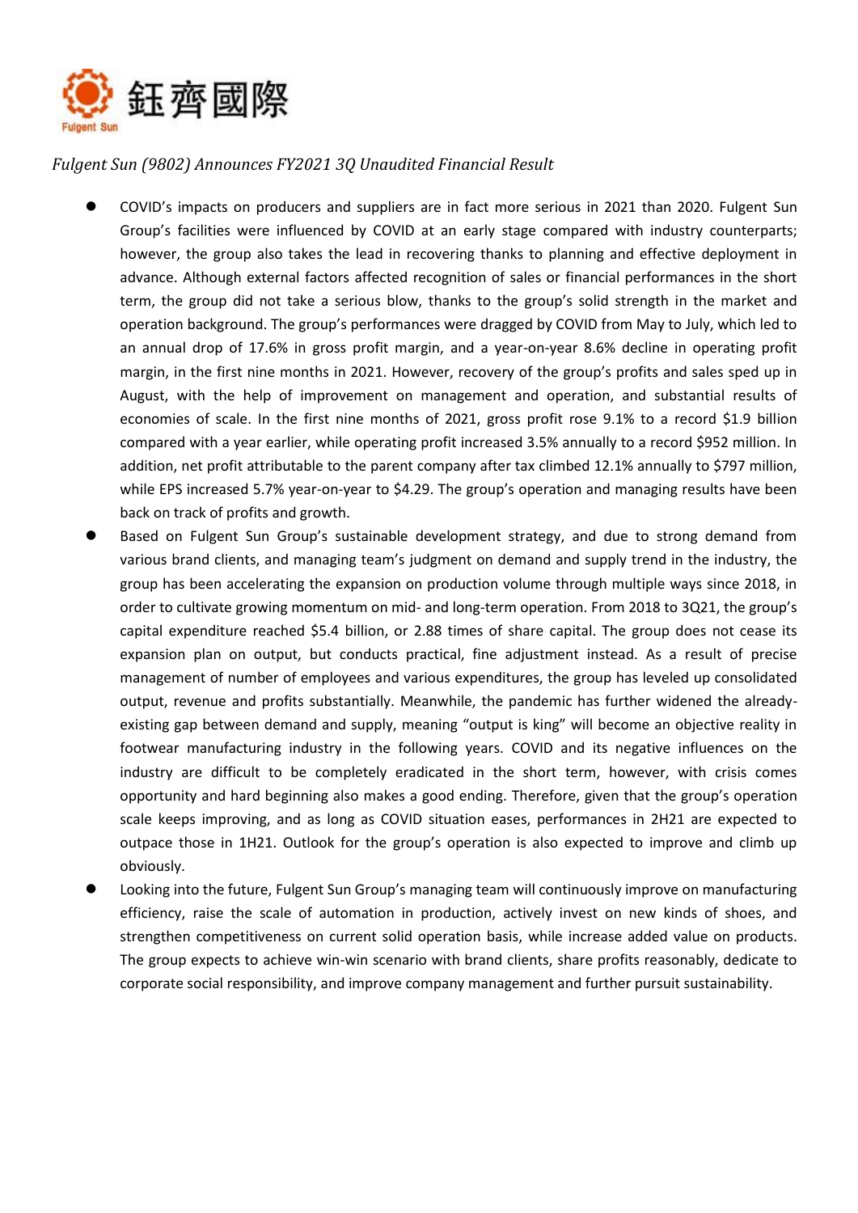鈺齊國際

Fulgent Sun

*Fulgent Sun (9802) Announces FY2021 3Q Unaudited Financial Result*

- COVID's impacts on producers and suppliers are in fact more serious in 2021 than 2020. Fulgent Sun Group's facilities were influenced by COVID at an early stage compared with industry counterparts; however, the group also takes the lead in recovering thanks to planning and effective deployment in advance. Although external factors affected recognition of sales or financial performances in the short term, the group did not take a serious blow, thanks to the group's solid strength in the market and operation background. The group's performances were dragged by COVID from May to July, which led to an annual drop of 17.6% in gross profit margin, and a year-on-year 8.6% decline in operating profit margin, in the first nine months in 2021. However, recovery of the group's profits and sales sped up in August, with the help of improvement on management and operation, and substantial results of economies of scale. In the first nine months of 2021, gross profit rose 9.1% to a record $1.9 billion compared with a year earlier, while operating profit increased 3.5% annually to a record $952 million. In addition, net profit attributable to the parent company after tax climbed 12.1% annually to $797 million, while EPS increased 5.7% year-on-year to $4.29. The group's operation and managing results have been back on track of profits and growth.
- Based on Fulgent Sun Group's sustainable development strategy, and due to strong demand from various brand clients, and managing team's judgment on demand and supply trend in the industry, the group has been accelerating the expansion on production volume through multiple ways since 2018, in order to cultivate growing momentum on mid- and long-term operation. From 2018 to 3Q21, the group's capital expenditure reached $5.4 billion, or 2.88 times of share capital. The group does not cease its expansion plan on output, but conducts practical, fine adjustment instead. As a result of precise management of number of employees and various expenditures, the group has leveled up consolidated output, revenue and profits substantially. Meanwhile, the pandemic has further widened the already-existing gap between demand and supply, meaning "output is king" will become an objective reality in footwear manufacturing industry in the following years. COVID and its negative influences on the industry are difficult to be completely eradicated in the short term, however, with crisis comes opportunity and hard beginning also makes a good ending. Therefore, given that the group's operation scale keeps improving, and as long as COVID situation eases, performances in 2H21 are expected to outpace those in 1H21. Outlook for the group's operation is also expected to improve and climb up obviously.
- Looking into the future, Fulgent Sun Group's managing team will continuously improve on manufacturing efficiency, raise the scale of automation in production, actively invest on new kinds of shoes, and strengthen competitiveness on current solid operation basis, while increase added value on products. The group expects to achieve win-win scenario with brand clients, share profits reasonably, dedicate to corporate social responsibility, and improve company management and further pursuit sustainability.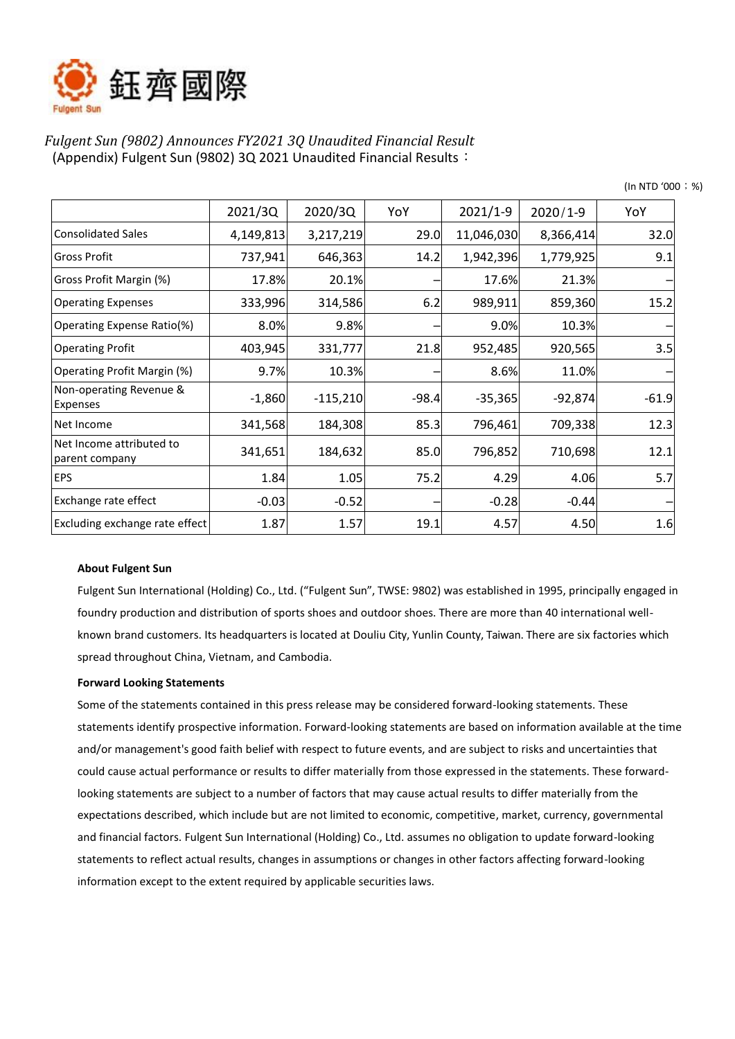鈺齊國際

Fulgent Sun

*Fulgent Sun (9802) Announces FY2021 3Q Unaudited Financial Result*

(Appendix) Fulgent Sun (9802) 3Q 2021 Unaudited Financial Results：

(In NTD ‘000；%)

| | 2021/3Q | 2020/3Q | YoY | 2021/1-9 | 2020/1-9 | YoY |
|---|---|---|---|---|---|---|
| Consolidated Sales | 4,149,813 | 3,217,219 | 29.0 | 11,046,030 | 8,366,414 | 32.0 |
| Gross Profit | 737,941 | 646,363 | 14.2 | 1,942,396 | 1,779,925 | 9.1 |
| Gross Profit Margin (%) | 17.8% | 20.1% | – | 17.6% | 21.3% | – |
| Operating Expenses | 333,996 | 314,586 | 6.2 | 989,911 | 859,360 | 15.2 |
| Operating Expense Ratio(%) | 8.0% | 9.8% | – | 9.0% | 10.3% | – |
| Operating Profit | 403,945 | 331,777 | 21.8 | 952,485 | 920,565 | 3.5 |
| Operating Profit Margin (%) | 9.7% | 10.3% | – | 8.6% | 11.0% | – |
| Non-operating Revenue & Expenses | -1,860 | -115,210 | -98.4 | -35,365 | -92,874 | -61.9 |
| Net Income | 341,568 | 184,308 | 85.3 | 796,461 | 709,338 | 12.3 |
| Net Income attributed to parent company | 341,651 | 184,632 | 85.0 | 796,852 | 710,698 | 12.1 |
| EPS | 1.84 | 1.05 | 75.2 | 4.29 | 4.06 | 5.7 |
| Exchange rate effect | -0.03 | -0.52 | – | -0.28 | -0.44 | – |
| Excluding exchange rate effect | 1.87 | 1.57 | 19.1 | 4.57 | 4.50 | 1.6 |

**About Fulgent Sun**

Fulgent Sun International (Holding) Co., Ltd. (“Fulgent Sun”, TWSE: 9802) was established in 1995, principally engaged in foundry production and distribution of sports shoes and outdoor shoes. There are more than 40 international well-known brand customers. Its headquarters is located at Douliu City, Yunlin County, Taiwan. There are six factories which spread throughout China, Vietnam, and Cambodia.

**Forward Looking Statements**

Some of the statements contained in this press release may be considered forward-looking statements. These statements identify prospective information. Forward-looking statements are based on information available at the time and/or management's good faith belief with respect to future events, and are subject to risks and uncertainties that could cause actual performance or results to differ materially from those expressed in the statements. These forward-looking statements are subject to a number of factors that may cause actual results to differ materially from the expectations described, which include but are not limited to economic, competitive, market, currency, governmental and financial factors. Fulgent Sun International (Holding) Co., Ltd. assumes no obligation to update forward-looking statements to reflect actual results, changes in assumptions or changes in other factors affecting forward-looking information except to the extent required by applicable securities laws.